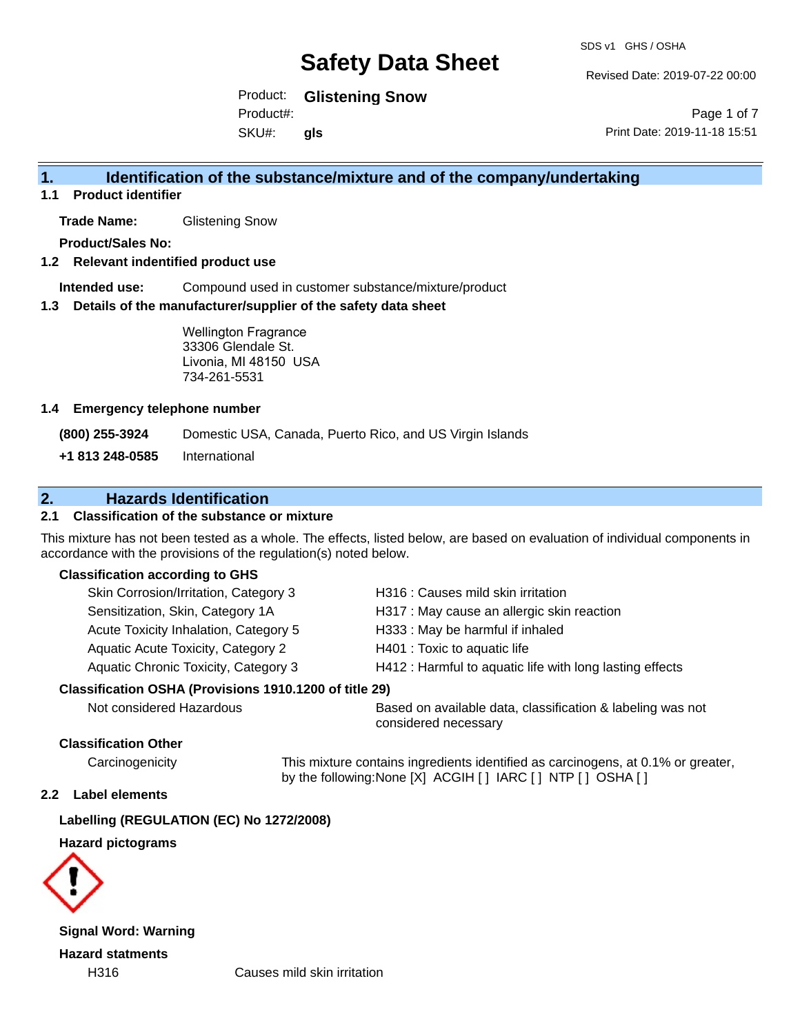# Safety Data Sheet

SDS v1 GHS / OSHA

Revised Date: 2019-07-22 00:00

Product: **Glistening Snow**
Product#:
SKU#: **gls**

Print Date: 2019-11-18 15:51

## 1. Identification of the substance/mixture and of the company/undertaking

### 1.1 Product identifier

**Trade Name:** Glistening Snow

**Product/Sales No:**

### 1.2 Relevant indentified product use

**Intended use:** Compound used in customer substance/mixture/product

### 1.3 Details of the manufacturer/supplier of the safety data sheet

Wellington Fragrance
33306 Glendale St.
Livonia, MI 48150 USA
734-261-5531

### 1.4 Emergency telephone number

**(800) 255-3924** Domestic USA, Canada, Puerto Rico, and US Virgin Islands

**+1 813 248-0585** International

## 2. Hazards Identification

### 2.1 Classification of the substance or mixture

This mixture has not been tested as a whole. The effects, listed below, are based on evaluation of individual components in accordance with the provisions of the regulation(s) noted below.

**Classification according to GHS**

| | |
|---|---|
| Skin Corrosion/Irritation, Category 3 | H316 : Causes mild skin irritation |
| Sensitization, Skin, Category 1A | H317 : May cause an allergic skin reaction |
| Acute Toxicity Inhalation, Category 5 | H333 : May be harmful if inhaled |
| Aquatic Acute Toxicity, Category 2 | H401 : Toxic to aquatic life |
| Aquatic Chronic Toxicity, Category 3 | H412 : Harmful to aquatic life with long lasting effects |

**Classification OSHA (Provisions 1910.1200 of title 29)**

Not considered Hazardous — Based on available data, classification & labeling was not considered necessary

**Classification Other**

Carcinogenicity — This mixture contains ingredients identified as carcinogens, at 0.1% or greater, by the following:None [X] ACGIH [ ] IARC [ ] NTP [ ] OSHA [ ]

### 2.2 Label elements

**Labelling (REGULATION (EC) No 1272/2008)**

**Hazard pictograms**

**Signal Word: Warning**

**Hazard statments**

H316 Causes mild skin irritation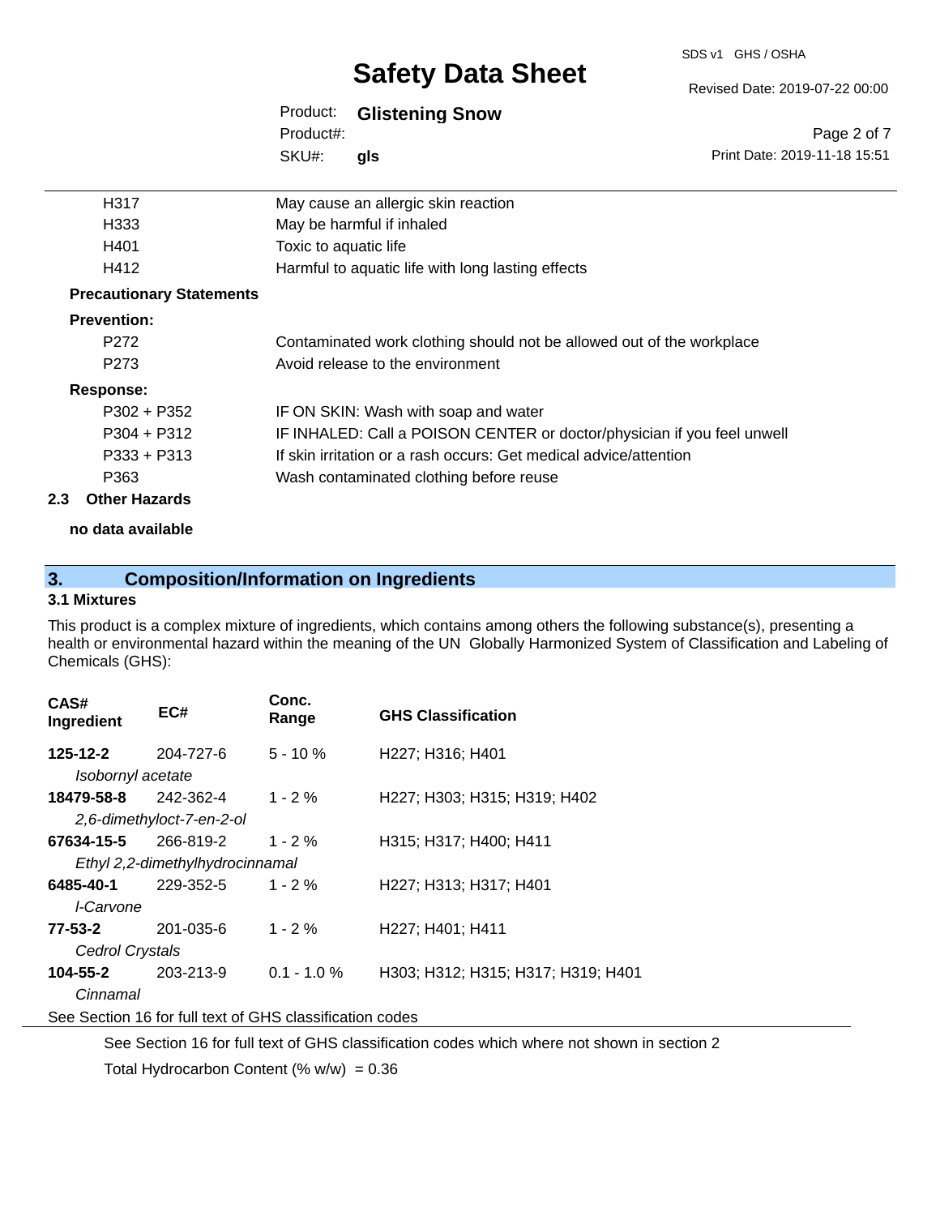| | |
|---|---|
| H317 | May cause an allergic skin reaction |
| H333 | May be harmful if inhaled |
| H401 | Toxic to aquatic life |
| H412 | Harmful to aquatic life with long lasting effects |

**Precautionary Statements**

**Prevention:**

| | |
|---|---|
| P272 | Contaminated work clothing should not be allowed out of the workplace |
| P273 | Avoid release to the environment |

**Response:**

| | |
|---|---|
| P302 + P352 | IF ON SKIN: Wash with soap and water |
| P304 + P312 | IF INHALED: Call a POISON CENTER or doctor/physician if you feel unwell |
| P333 + P313 | If skin irritation or a rash occurs: Get medical advice/attention |
| P363 | Wash contaminated clothing before reuse |

### 2.3 Other Hazards

**no data available**

## 3. Composition/Information on Ingredients

### 3.1 Mixtures

This product is a complex mixture of ingredients, which contains among others the following substance(s), presenting a health or environmental hazard within the meaning of the UN Globally Harmonized System of Classification and Labeling of Chemicals (GHS):

| CAS# Ingredient | EC# | Conc. Range | GHS Classification |
|---|---|---|---|
| **125-12-2** | 204-727-6 | 5 - 10 % | H227; H316; H401 |
| *Isobornyl acetate* | | | |
| **18479-58-8** | 242-362-4 | 1 - 2 % | H227; H303; H315; H319; H402 |
| *2,6-dimethyloct-7-en-2-ol* | | | |
| **67634-15-5** | 266-819-2 | 1 - 2 % | H315; H317; H400; H411 |
| *Ethyl 2,2-dimethylhydrocinnamal* | | | |
| **6485-40-1** | 229-352-5 | 1 - 2 % | H227; H313; H317; H401 |
| *l-Carvone* | | | |
| **77-53-2** | 201-035-6 | 1 - 2 % | H227; H401; H411 |
| *Cedrol Crystals* | | | |
| **104-55-2** | 203-213-9 | 0.1 - 1.0 % | H303; H312; H315; H317; H319; H401 |
| *Cinnamal* | | | |

See Section 16 for full text of GHS classification codes

See Section 16 for full text of GHS classification codes which where not shown in section 2

Total Hydrocarbon Content (% w/w) = 0.36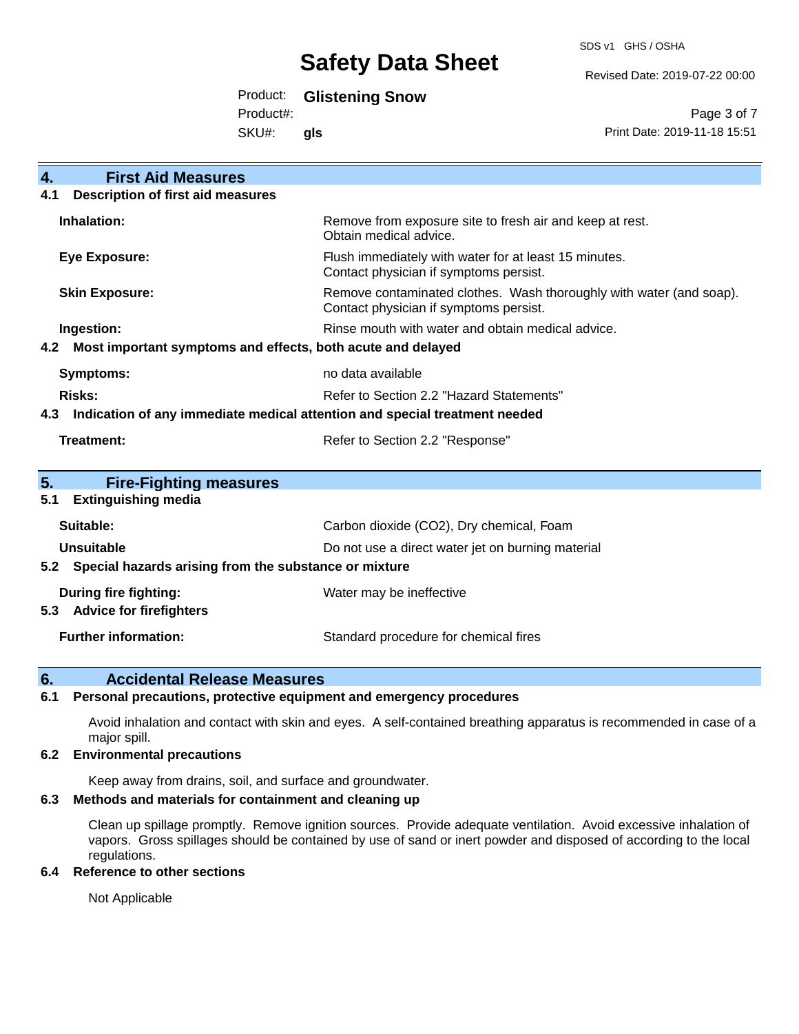## 4. First Aid Measures

### 4.1 Description of first aid measures

| | |
|---|---|
| **Inhalation:** | Remove from exposure site to fresh air and keep at rest. Obtain medical advice. |
| **Eye Exposure:** | Flush immediately with water for at least 15 minutes. Contact physician if symptoms persist. |
| **Skin Exposure:** | Remove contaminated clothes. Wash thoroughly with water (and soap). Contact physician if symptoms persist. |
| **Ingestion:** | Rinse mouth with water and obtain medical advice. |

### 4.2 Most important symptoms and effects, both acute and delayed

| | |
|---|---|
| **Symptoms:** | no data available |
| **Risks:** | Refer to Section 2.2 "Hazard Statements" |

### 4.3 Indication of any immediate medical attention and special treatment needed

| | |
|---|---|
| **Treatment:** | Refer to Section 2.2 "Response" |

## 5. Fire-Fighting measures

### 5.1 Extinguishing media

| | |
|---|---|
| **Suitable:** | Carbon dioxide ($CO_2$), Dry chemical, Foam |
| **Unsuitable** | Do not use a direct water jet on burning material |

### 5.2 Special hazards arising from the substance or mixture

| | |
|---|---|
| **During fire fighting:** | Water may be ineffective |

### 5.3 Advice for firefighters

| | |
|---|---|
| **Further information:** | Standard procedure for chemical fires |

## 6. Accidental Release Measures

### 6.1 Personal precautions, protective equipment and emergency procedures

Avoid inhalation and contact with skin and eyes. A self-contained breathing apparatus is recommended in case of a major spill.

### 6.2 Environmental precautions

Keep away from drains, soil, and surface and groundwater.

### 6.3 Methods and materials for containment and cleaning up

Clean up spillage promptly. Remove ignition sources. Provide adequate ventilation. Avoid excessive inhalation of vapors. Gross spillages should be contained by use of sand or inert powder and disposed of according to the local regulations.

### 6.4 Reference to other sections

Not Applicable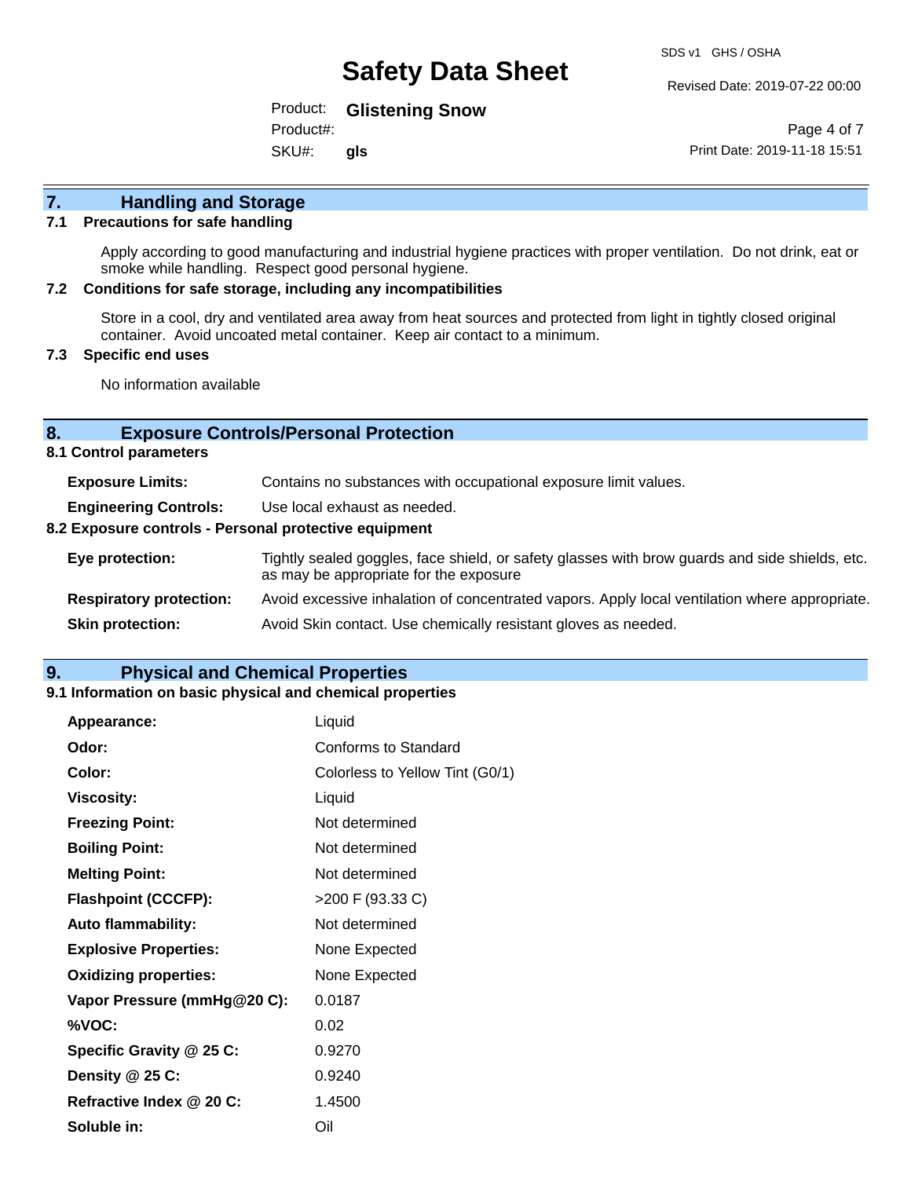## 7. Handling and Storage

### 7.1 Precautions for safe handling

Apply according to good manufacturing and industrial hygiene practices with proper ventilation. Do not drink, eat or smoke while handling. Respect good personal hygiene.

### 7.2 Conditions for safe storage, including any incompatibilities

Store in a cool, dry and ventilated area away from heat sources and protected from light in tightly closed original container. Avoid uncoated metal container. Keep air contact to a minimum.

### 7.3 Specific end uses

No information available

## 8. Exposure Controls/Personal Protection

### 8.1 Control parameters

| | |
|---|---|
| **Exposure Limits:** | Contains no substances with occupational exposure limit values. |
| **Engineering Controls:** | Use local exhaust as needed. |

### 8.2 Exposure controls - Personal protective equipment

| | |
|---|---|
| **Eye protection:** | Tightly sealed goggles, face shield, or safety glasses with brow guards and side shields, etc. as may be appropriate for the exposure |
| **Respiratory protection:** | Avoid excessive inhalation of concentrated vapors. Apply local ventilation where appropriate. |
| **Skin protection:** | Avoid Skin contact. Use chemically resistant gloves as needed. |

## 9. Physical and Chemical Properties

### 9.1 Information on basic physical and chemical properties

| | |
|---|---|
| **Appearance:** | Liquid |
| **Odor:** | Conforms to Standard |
| **Color:** | Colorless to Yellow Tint (G0/1) |
| **Viscosity:** | Liquid |
| **Freezing Point:** | Not determined |
| **Boiling Point:** | Not determined |
| **Melting Point:** | Not determined |
| **Flashpoint (CCCFP):** | >200 F (93.33 C) |
| **Auto flammability:** | Not determined |
| **Explosive Properties:** | None Expected |
| **Oxidizing properties:** | None Expected |
| **Vapor Pressure (mmHg@20 C):** | 0.0187 |
| **%VOC:** | 0.02 |
| **Specific Gravity @ 25 C:** | 0.9270 |
| **Density @ 25 C:** | 0.9240 |
| **Refractive Index @ 20 C:** | 1.4500 |
| **Soluble in:** | Oil |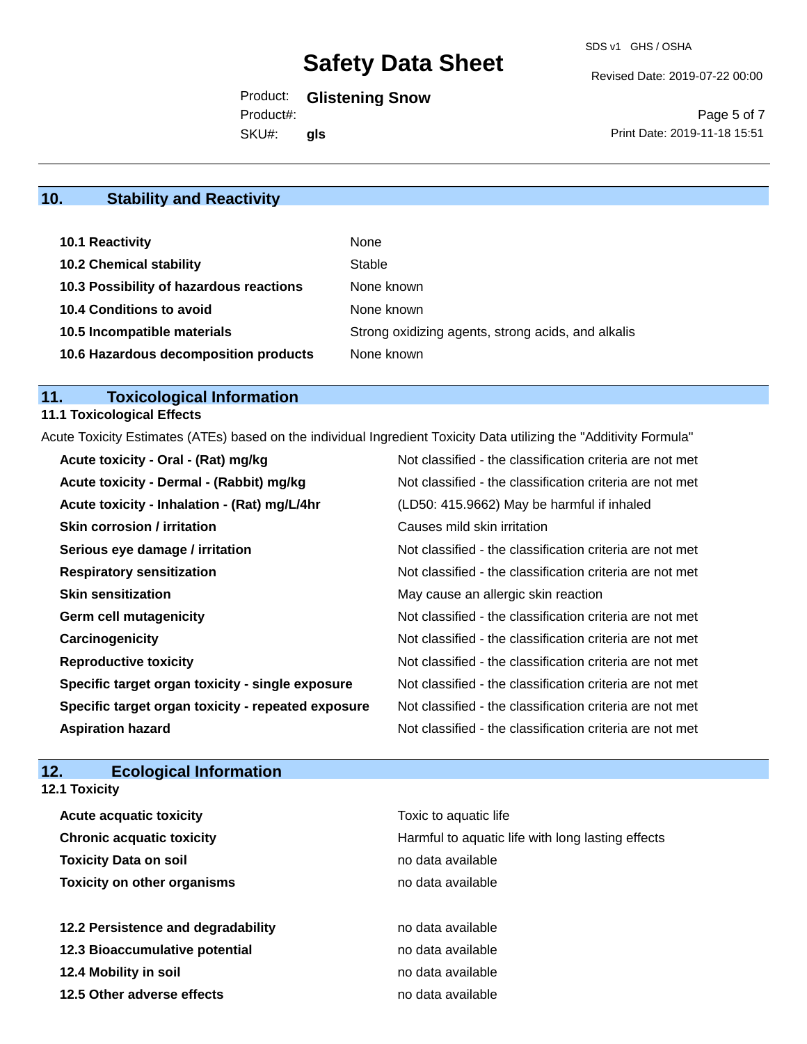## 10. Stability and Reactivity

| | |
|---|---|
| **10.1 Reactivity** | None |
| **10.2 Chemical stability** | Stable |
| **10.3 Possibility of hazardous reactions** | None known |
| **10.4 Conditions to avoid** | None known |
| **10.5 Incompatible materials** | Strong oxidizing agents, strong acids, and alkalis |
| **10.6 Hazardous decomposition products** | None known |

## 11. Toxicological Information

### 11.1 Toxicological Effects

Acute Toxicity Estimates (ATEs) based on the individual Ingredient Toxicity Data utilizing the "Additivity Formula"

| | |
|---|---|
| **Acute toxicity - Oral - (Rat) mg/kg** | Not classified - the classification criteria are not met |
| **Acute toxicity - Dermal - (Rabbit) mg/kg** | Not classified - the classification criteria are not met |
| **Acute toxicity - Inhalation - (Rat) mg/L/4hr** | (LD50: 415.9662) May be harmful if inhaled |
| **Skin corrosion / irritation** | Causes mild skin irritation |
| **Serious eye damage / irritation** | Not classified - the classification criteria are not met |
| **Respiratory sensitization** | Not classified - the classification criteria are not met |
| **Skin sensitization** | May cause an allergic skin reaction |
| **Germ cell mutagenicity** | Not classified - the classification criteria are not met |
| **Carcinogenicity** | Not classified - the classification criteria are not met |
| **Reproductive toxicity** | Not classified - the classification criteria are not met |
| **Specific target organ toxicity - single exposure** | Not classified - the classification criteria are not met |
| **Specific target organ toxicity - repeated exposure** | Not classified - the classification criteria are not met |
| **Aspiration hazard** | Not classified - the classification criteria are not met |

## 12. Ecological Information

### 12.1 Toxicity

| | |
|---|---|
| **Acute acquatic toxicity** | Toxic to aquatic life |
| **Chronic acquatic toxicity** | Harmful to aquatic life with long lasting effects |
| **Toxicity Data on soil** | no data available |
| **Toxicity on other organisms** | no data available |

| | |
|---|---|
| **12.2 Persistence and degradability** | no data available |
| **12.3 Bioaccumulative potential** | no data available |
| **12.4 Mobility in soil** | no data available |
| **12.5 Other adverse effects** | no data available |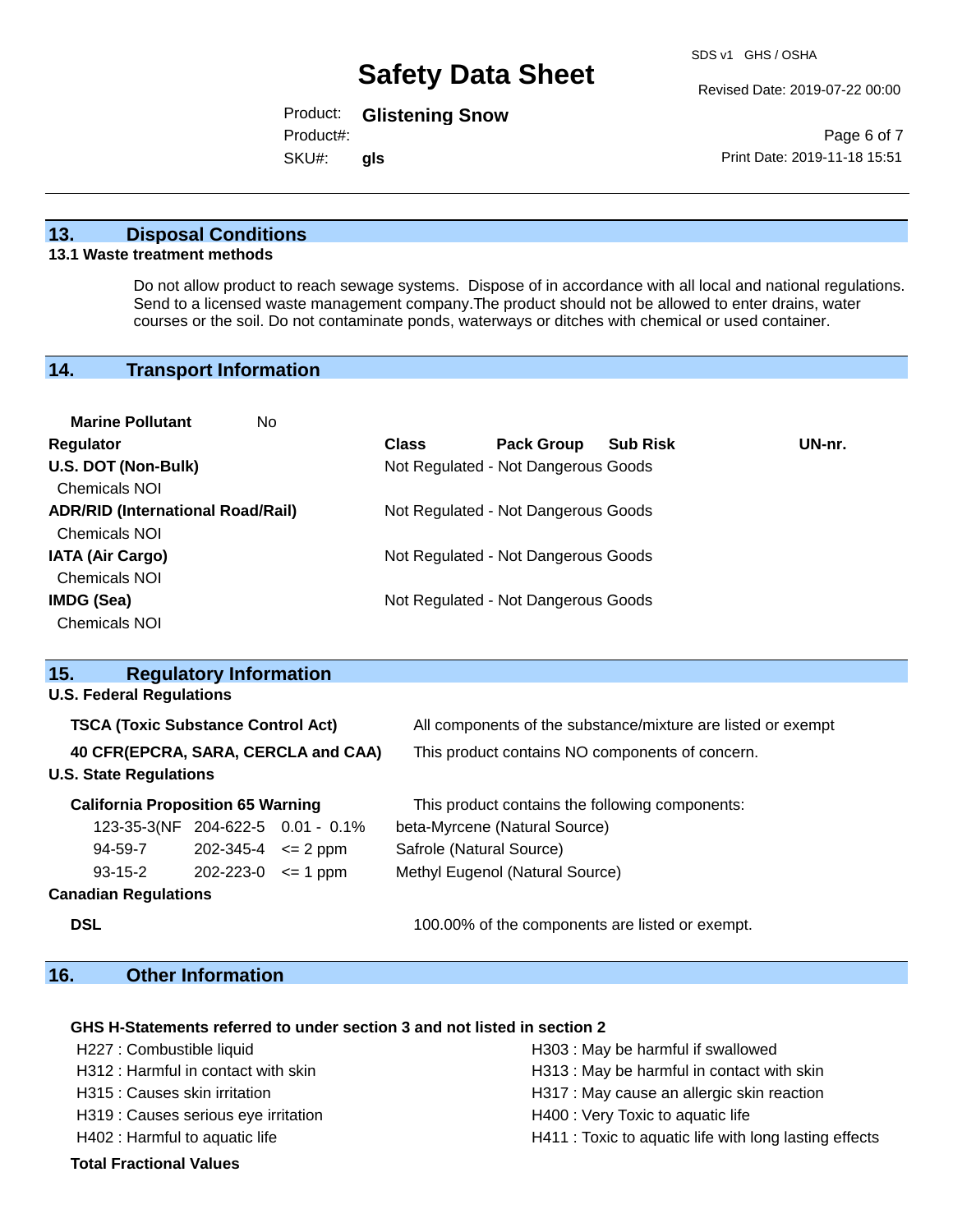## 13. Disposal Conditions

### 13.1 Waste treatment methods

Do not allow product to reach sewage systems. Dispose of in accordance with all local and national regulations. Send to a licensed waste management company.The product should not be allowed to enter drains, water courses or the soil. Do not contaminate ponds, waterways or ditches with chemical or used container.

## 14. Transport Information

**Marine Pollutant** No

| Regulator | Class | Pack Group | Sub Risk | UN-nr. |
|---|---|---|---|---|
| **U.S. DOT (Non-Bulk)** | Not Regulated - Not Dangerous Goods | | | |
| Chemicals NOI | | | | |
| **ADR/RID (International Road/Rail)** | Not Regulated - Not Dangerous Goods | | | |
| Chemicals NOI | | | | |
| **IATA (Air Cargo)** | Not Regulated - Not Dangerous Goods | | | |
| Chemicals NOI | | | | |
| **IMDG (Sea)** | Not Regulated - Not Dangerous Goods | | | |
| Chemicals NOI | | | | |

## 15. Regulatory Information

**U.S. Federal Regulations**

**TSCA (Toxic Substance Control Act)** All components of the substance/mixture are listed or exempt

**40 CFR(EPCRA, SARA, CERCLA and CAA)** This product contains NO components of concern.

**U.S. State Regulations**

**California Proposition 65 Warning** This product contains the following components:

| | | | |
|---|---|---|---|
| 123-35-3(NF | 204-622-5 | 0.01 - 0.1% | beta-Myrcene (Natural Source) |
| 94-59-7 | 202-345-4 | <= 2 ppm | Safrole (Natural Source) |
| 93-15-2 | 202-223-0 | <= 1 ppm | Methyl Eugenol (Natural Source) |

**Canadian Regulations**

**DSL** 100.00% of the components are listed or exempt.

## 16. Other Information

**GHS H-Statements referred to under section 3 and not listed in section 2**

H227 : Combustible liquid
H303 : May be harmful if swallowed
H312 : Harmful in contact with skin
H313 : May be harmful in contact with skin
H315 : Causes skin irritation
H317 : May cause an allergic skin reaction
H319 : Causes serious eye irritation
H400 : Very Toxic to aquatic life
H402 : Harmful to aquatic life
H411 : Toxic to aquatic life with long lasting effects

**Total Fractional Values**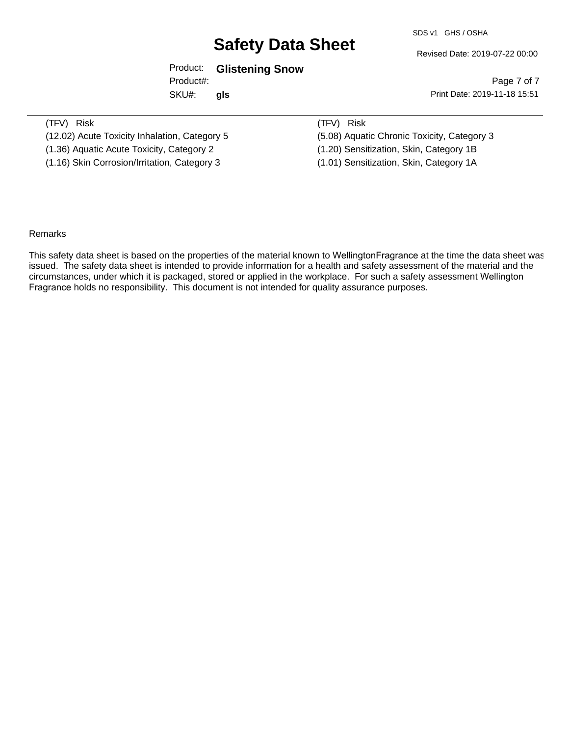| (TFV) Risk | (TFV) Risk |
|---|---|
| (12.02) Acute Toxicity Inhalation, Category 5 | (5.08) Aquatic Chronic Toxicity, Category 3 |
| (1.36) Aquatic Acute Toxicity, Category 2 | (1.20) Sensitization, Skin, Category 1B |
| (1.16) Skin Corrosion/Irritation, Category 3 | (1.01) Sensitization, Skin, Category 1A |

Remarks

This safety data sheet is based on the properties of the material known to WellingtonFragrance at the time the data sheet was issued. The safety data sheet is intended to provide information for a health and safety assessment of the material and the circumstances, under which it is packaged, stored or applied in the workplace. For such a safety assessment Wellington Fragrance holds no responsibility. This document is not intended for quality assurance purposes.